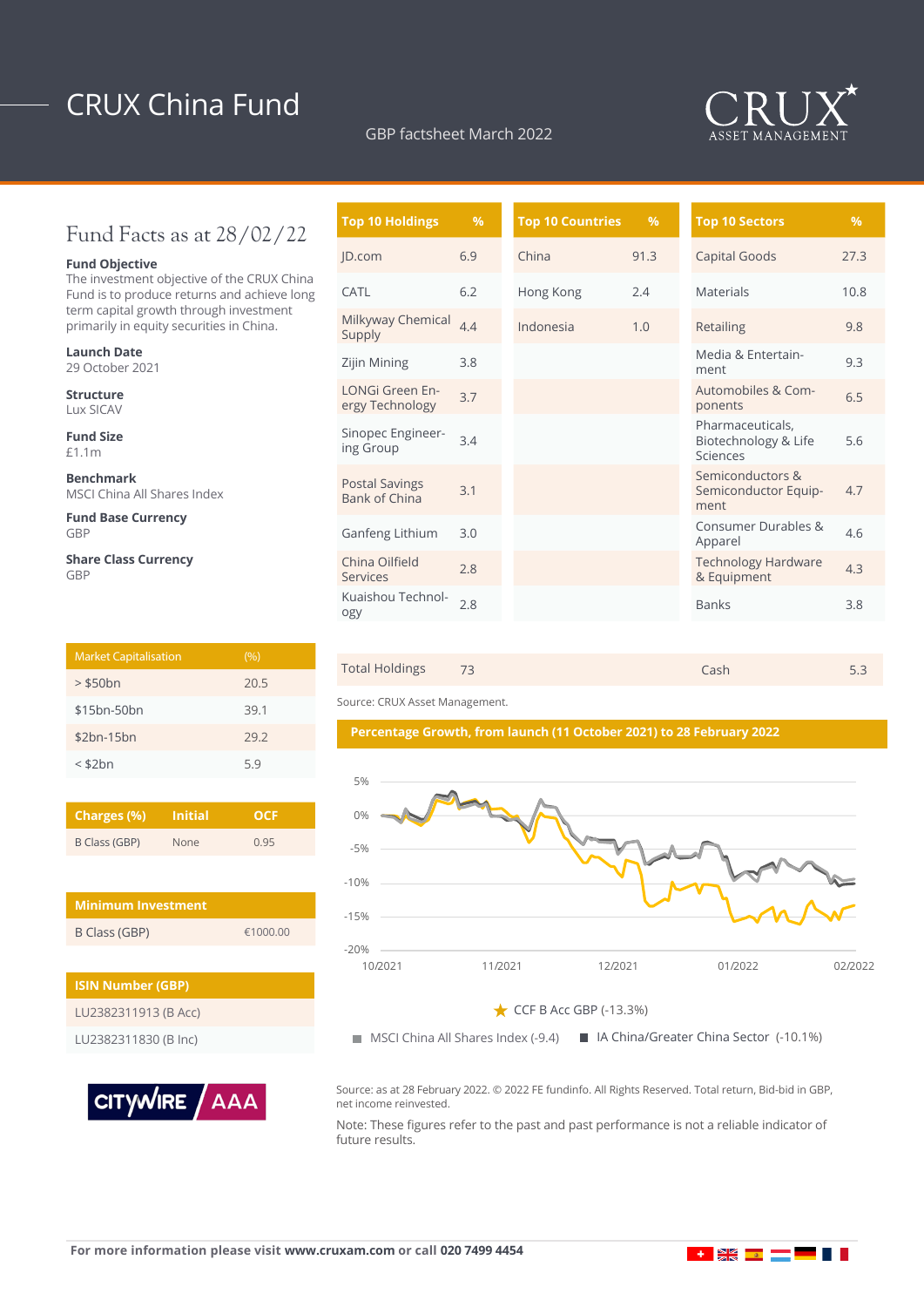# CRUX China Fund

GBP factsheet March 2022

CRUX ASSET MANAGEMENT

## Fund Facts as at 28/02/22

**Fund Objective**
The investment objective of the CRUX China Fund is to produce returns and achieve long term capital growth through investment primarily in equity securities in China.

**Launch Date**
29 October 2021

**Structure**
Lux SICAV

**Fund Size**
£1.1m

**Benchmark**
MSCI China All Shares Index

**Fund Base Currency**
GBP

**Share Class Currency**
GBP

| Market Capitalisation | (%) |
|---|---|
| > $50bn | 20.5 |
| $15bn-50bn | 39.1 |
| $2bn-15bn | 29.2 |
| < $2bn | 5.9 |

| Charges (%) | Initial | OCF |
|---|---|---|
| B Class (GBP) | None | 0.95 |

| Minimum Investment | |
|---|---|
| B Class (GBP) | €1000.00 |

| ISIN Number (GBP) |
|---|
| LU2382311913 (B Acc) |
| LU2382311830 (B Inc) |

CITYWIRE AAA

| Top 10 Holdings | % |
|---|---|
| JD.com | 6.9 |
| CATL | 6.2 |
| Milkyway Chemical Supply | 4.4 |
| Zijin Mining | 3.8 |
| LONGi Green Energy Technology | 3.7 |
| Sinopec Engineering Group | 3.4 |
| Postal Savings Bank of China | 3.1 |
| Ganfeng Lithium | 3.0 |
| China Oilfield Services | 2.8 |
| Kuaishou Technology | 2.8 |

| Top 10 Countries | % |
|---|---|
| China | 91.3 |
| Hong Kong | 2.4 |
| Indonesia | 1.0 |

| Top 10 Sectors | % |
|---|---|
| Capital Goods | 27.3 |
| Materials | 10.8 |
| Retailing | 9.8 |
| Media & Entertainment | 9.3 |
| Automobiles & Components | 6.5 |
| Pharmaceuticals, Biotechnology & Life Sciences | 5.6 |
| Semiconductors & Semiconductor Equipment | 4.7 |
| Consumer Durables & Apparel | 4.6 |
| Technology Hardware & Equipment | 4.3 |
| Banks | 3.8 |

| Total Holdings | 73 | Cash | 5.3 |
|---|---|---|---|

Source: CRUX Asset Management.

**Percentage Growth, from launch (11 October 2021) to 28 February 2022**

CCF B Acc GBP (-13.3%)

MSCI China All Shares Index (-9.4) IA China/Greater China Sector (-10.1%)

Source: as at 28 February 2022. © 2022 FE fundinfo. All Rights Reserved. Total return, Bid-bid in GBP, net income reinvested.

Note: These figures refer to the past and past performance is not a reliable indicator of future results.

For more information please visit **www.cruxam.com** or call **020 7499 4454**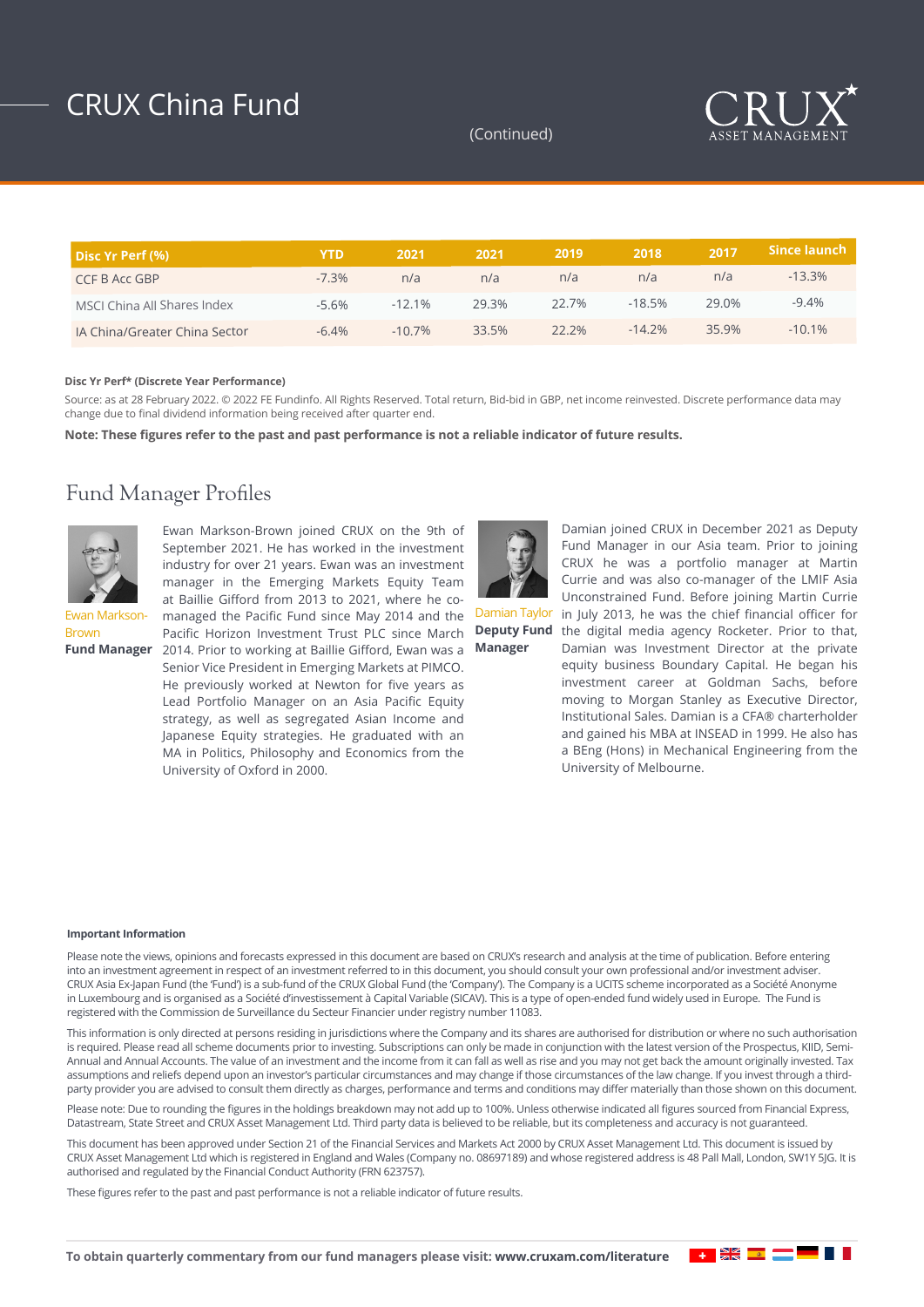# CRUX China Fund

(Continued)

| Disc Yr Perf (%) | YTD | 2021 | 2021 | 2019 | 2018 | 2017 | Since launch |
|---|---|---|---|---|---|---|---|
| CCF B Acc GBP | -7.3% | n/a | n/a | n/a | n/a | n/a | -13.3% |
| MSCI China All Shares Index | -5.6% | -12.1% | 29.3% | 22.7% | -18.5% | 29.0% | -9.4% |
| IA China/Greater China Sector | -6.4% | -10.7% | 33.5% | 22.2% | -14.2% | 35.9% | -10.1% |

**Disc Yr Perf* (Discrete Year Performance)**

Source: as at 28 February 2022. © 2022 FE Fundinfo. All Rights Reserved. Total return, Bid-bid in GBP, net income reinvested. Discrete performance data may change due to final dividend information being received after quarter end.

**Note: These figures refer to the past and past performance is not a reliable indicator of future results.**

## Fund Manager Profiles

Ewan Markson-Brown
**Fund Manager**

Ewan Markson-Brown joined CRUX on the 9th of September 2021. He has worked in the investment industry for over 21 years. Ewan was an investment manager in the Emerging Markets Equity Team at Baillie Gifford from 2013 to 2021, where he co-managed the Pacific Fund since May 2014 and the Pacific Horizon Investment Trust PLC since March 2014. Prior to working at Baillie Gifford, Ewan was a Senior Vice President in Emerging Markets at PIMCO. He previously worked at Newton for five years as Lead Portfolio Manager on an Asia Pacific Equity strategy, as well as segregated Asian Income and Japanese Equity strategies. He graduated with an MA in Politics, Philosophy and Economics from the University of Oxford in 2000.

Damian Taylor
**Deputy Fund Manager**

Damian joined CRUX in December 2021 as Deputy Fund Manager in our Asia team. Prior to joining CRUX he was a portfolio manager at Martin Currie and was also co-manager of the LMIF Asia Unconstrained Fund. Before joining Martin Currie in July 2013, he was the chief financial officer for the digital media agency Rocketer. Prior to that, Damian was Investment Director at the private equity business Boundary Capital. He began his investment career at Goldman Sachs, before moving to Morgan Stanley as Executive Director, Institutional Sales. Damian is a CFA® charterholder and gained his MBA at INSEAD in 1999. He also has a BEng (Hons) in Mechanical Engineering from the University of Melbourne.

**Important Information**

Please note the views, opinions and forecasts expressed in this document are based on CRUX's research and analysis at the time of publication. Before entering into an investment agreement in respect of an investment referred to in this document, you should consult your own professional and/or investment adviser. CRUX Asia Ex-Japan Fund (the 'Fund') is a sub-fund of the CRUX Global Fund (the 'Company'). The Company is a UCITS scheme incorporated as a Société Anonyme in Luxembourg and is organised as a Société d'investissement à Capital Variable (SICAV). This is a type of open-ended fund widely used in Europe. The Fund is registered with the Commission de Surveillance du Secteur Financier under registry number 11083.

This information is only directed at persons residing in jurisdictions where the Company and its shares are authorised for distribution or where no such authorisation is required. Please read all scheme documents prior to investing. Subscriptions can only be made in conjunction with the latest version of the Prospectus, KIID, Semi-Annual and Annual Accounts. The value of an investment and the income from it can fall as well as rise and you may not get back the amount originally invested. Tax assumptions and reliefs depend upon an investor's particular circumstances and may change if those circumstances of the law change. If you invest through a third-party provider you are advised to consult them directly as charges, performance and terms and conditions may differ materially than those shown on this document.

Please note: Due to rounding the figures in the holdings breakdown may not add up to 100%. Unless otherwise indicated all figures sourced from Financial Express, Datastream, State Street and CRUX Asset Management Ltd. Third party data is believed to be reliable, but its completeness and accuracy is not guaranteed.

This document has been approved under Section 21 of the Financial Services and Markets Act 2000 by CRUX Asset Management Ltd. This document is issued by CRUX Asset Management Ltd which is registered in England and Wales (Company no. 08697189) and whose registered address is 48 Pall Mall, London, SW1Y 5JG. It is authorised and regulated by the Financial Conduct Authority (FRN 623757).

These figures refer to the past and past performance is not a reliable indicator of future results.

**To obtain quarterly commentary from our fund managers please visit: www.cruxam.com/literature**